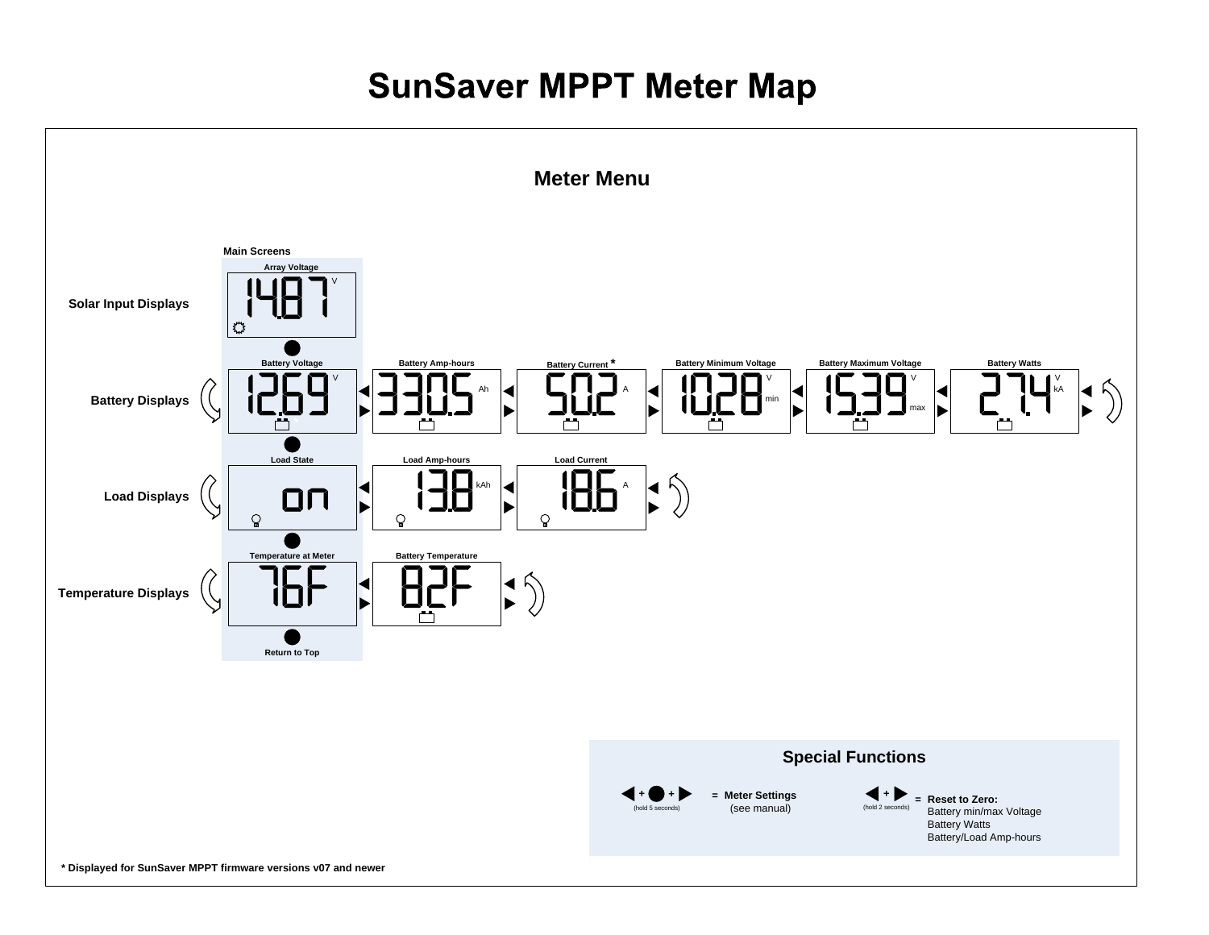# SunSaver MPPT Meter Map

## Meter Menu

**Main Screens**

**Solar Input Displays**

| Array Voltage |
|---|
| 14.87 V |

**Battery Displays**

| Battery Voltage | Battery Amp-hours | Battery Current * | Battery Minimum Voltage | Battery Maximum Voltage | Battery Watts |
|---|---|---|---|---|---|
| 12.69 V | 330.5 Ah | 50.2 A | 10.28 V min | 15.39 V max | 27.4 V kA |

**Load Displays**

| Load State | Load Amp-hours | Load Current |
|---|---|---|
| on | 13.8 kAh | 18.6 A |

**Temperature Displays**

| Temperature at Meter | Battery Temperature |
|---|---|
| 76F | 82F |

Return to Top

### Special Functions

◀ + ● + ▶ (hold 5 seconds) = **Meter Settings** (see manual)

◀ + ▶ (hold 2 seconds) = **Reset to Zero:**
Battery min/max Voltage
Battery Watts
Battery/Load Amp-hours

**\* Displayed for SunSaver MPPT firmware versions v07 and newer**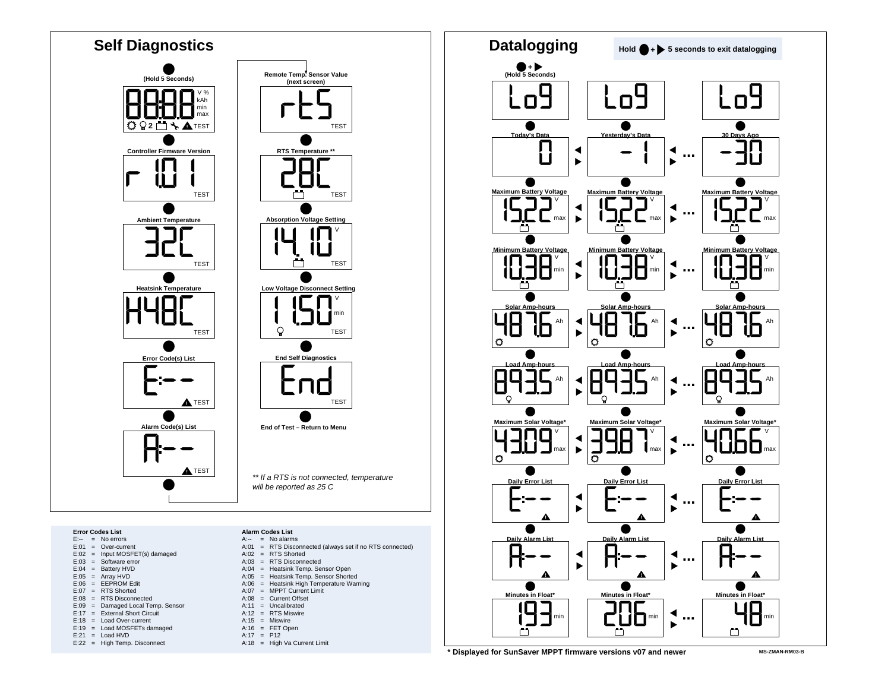## Self Diagnostics

(Hold 5 Seconds)

88:88 V % kAh min max TEST

Controller Firmware Version

r 1.01 TEST

Ambient Temperature

32C TEST

Heatsink Temperature

H48C TEST

Error Code(s) List

E:-- TEST

Alarm Code(s) List

A:-- TEST

Remote Temp. Sensor Value (next screen)

rtS TEST

RTS Temperature **

28C TEST

Absorption Voltage Setting

14.10 V TEST

Low Voltage Disconnect Setting

11.50 V min TEST

End Self Diagnostics

End TEST

End of Test – Return to Menu

*** If a RTS is not connected, temperature will be reported as 25 C*

## Datalogging

**Hold ● + ▶ 5 seconds to exit datalogging**

● + ▶ (Hold 5 Seconds)

Log

| | | |
|---|---|---|
| Log | Log | Log |
| Today's Data: 0 | Yesterday's Data: -1 | 30 Days Ago: -30 |
| Maximum Battery Voltage: 15.22 V max | Maximum Battery Voltage: 15.22 V max | Maximum Battery Voltage: 15.22 V max |
| Minimum Battery Voltage: 10.38 V min | Minimum Battery Voltage: 10.38 V min | Minimum Battery Voltage: 10.38 V min |
| Solar Amp-hours: 487.6 Ah | Solar Amp-hours: 487.6 Ah | Solar Amp-hours: 487.6 Ah |
| Load Amp-hours: 893.5 Ah | Load Amp-hours: 893.5 Ah | Load Amp-hours: 893.5 Ah |
| Maximum Solar Voltage*: 43.09 V max | Maximum Solar Voltage*: 39.87 V max | Maximum Solar Voltage*: 40.66 V max |
| Daily Error List: E:-- | Daily Error List: E:-- | Daily Error List: E:-- |
| Daily Alarm List: A:-- | Daily Alarm List: A:-- | Daily Alarm List: A:-- |
| Minutes in Float*: 193 min | Minutes in Float*: 206 min | Minutes in Float*: 48 min |

**\* Displayed for SunSaver MPPT firmware versions v07 and newer**

MS-ZMAN-RM03-B

**Error Codes List**

- E:-- = No errors
- E:01 = Over-current
- E:02 = Input MOSFET(s) damaged
- E:03 = Software error
- E:04 = Battery HVD
- E:05 = Array HVD
- E:06 = EEPROM Edit
- E:07 = RTS Shorted
- E:08 = RTS Disconnected
- E:09 = Damaged Local Temp. Sensor
- E:17 = External Short Circuit
- E:18 = Load Over-current
- E:19 = Load MOSFETs damaged
- E:21 = Load HVD
- E:22 = High Temp. Disconnect

**Alarm Codes List**

- A:-- = No alarms
- A:01 = RTS Disconnected (always set if no RTS connected)
- A:02 = RTS Shorted
- A:03 = RTS Disconnected
- A:04 = Heatsink Temp. Sensor Open
- A:05 = Heatsink Temp. Sensor Shorted
- A:06 = Heatsink High Temperature Warning
- A:07 = MPPT Current Limit
- A:08 = Current Offset
- A:11 = Uncalibrated
- A:12 = RTS Miswire
- A:15 = Miswire
- A:16 = FET Open
- A:17 = P12
- A:18 = High Va Current Limit